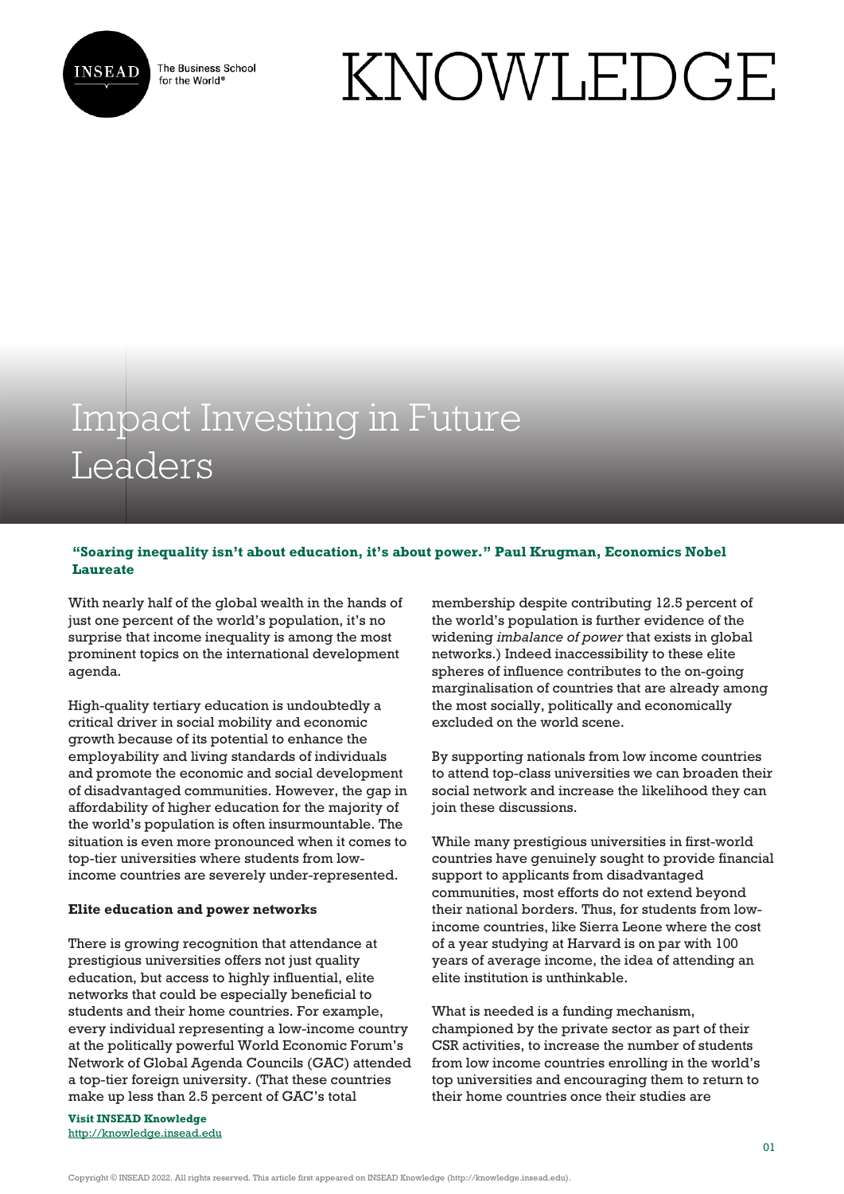# Impact Investing in Future Leaders

**"Soaring inequality isn't about education, it's about power." Paul Krugman, Economics Nobel Laureate**

With nearly half of the global wealth in the hands of just one percent of the world's population, it's no surprise that income inequality is among the most prominent topics on the international development agenda.

High-quality tertiary education is undoubtedly a critical driver in social mobility and economic growth because of its potential to enhance the employability and living standards of individuals and promote the economic and social development of disadvantaged communities. However, the gap in affordability of higher education for the majority of the world's population is often insurmountable. The situation is even more pronounced when it comes to top-tier universities where students from low-income countries are severely under-represented.

**Elite education and power networks**

There is growing recognition that attendance at prestigious universities offers not just quality education, but access to highly influential, elite networks that could be especially beneficial to students and their home countries. For example, every individual representing a low-income country at the politically powerful World Economic Forum's Network of Global Agenda Councils (GAC) attended a top-tier foreign university. (That these countries make up less than 2.5 percent of GAC's total membership despite contributing 12.5 percent of the world's population is further evidence of the widening *imbalance of power* that exists in global networks.) Indeed inaccessibility to these elite spheres of influence contributes to the on-going marginalisation of countries that are already among the most socially, politically and economically excluded on the world scene.

By supporting nationals from low income countries to attend top-class universities we can broaden their social network and increase the likelihood they can join these discussions.

While many prestigious universities in first-world countries have genuinely sought to provide financial support to applicants from disadvantaged communities, most efforts do not extend beyond their national borders. Thus, for students from low-income countries, like Sierra Leone where the cost of a year studying at Harvard is on par with 100 years of average income, the idea of attending an elite institution is unthinkable.

What is needed is a funding mechanism, championed by the private sector as part of their CSR activities, to increase the number of students from low income countries enrolling in the world's top universities and encouraging them to return to their home countries once their studies are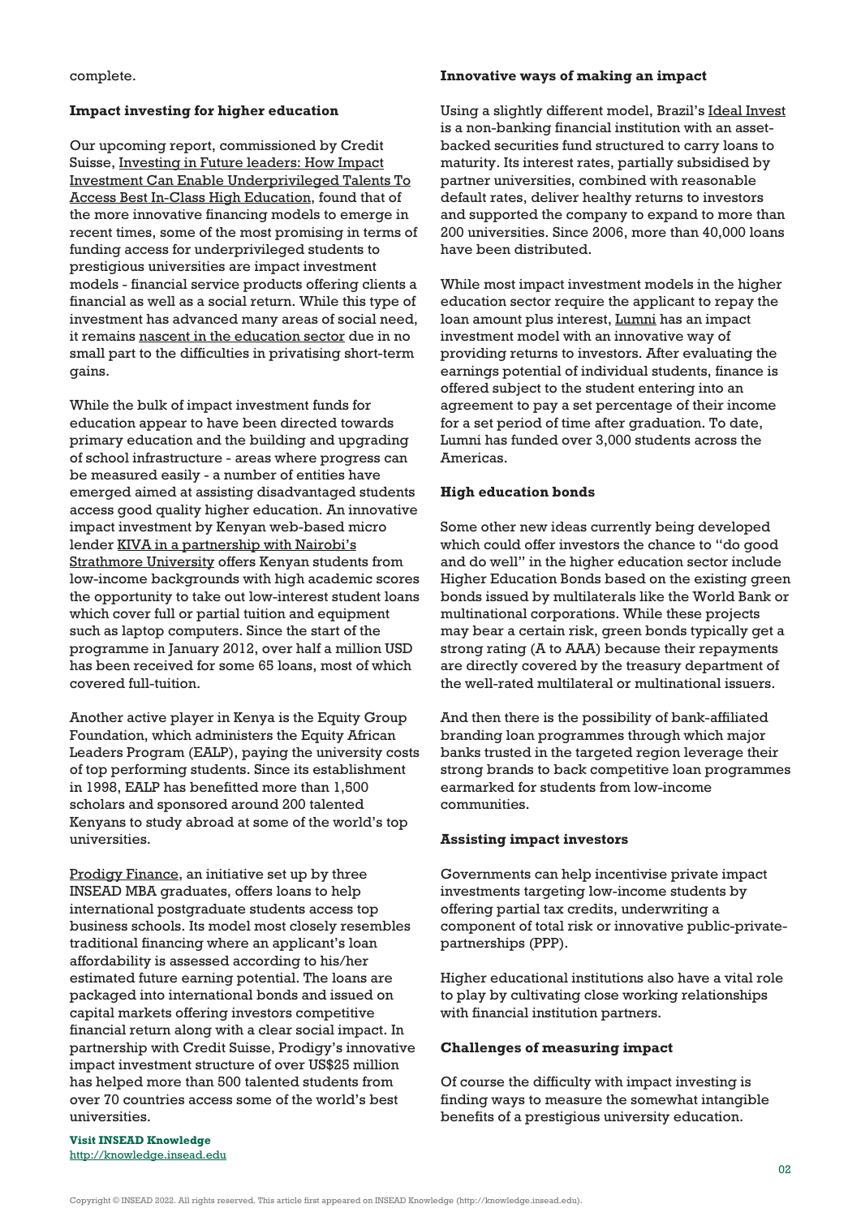complete.

**Impact investing for higher education**

Our upcoming report, commissioned by Credit Suisse, Investing in Future leaders: How Impact Investment Can Enable Underprivileged Talents To Access Best In-Class High Education, found that of the more innovative financing models to emerge in recent times, some of the most promising in terms of funding access for underprivileged students to prestigious universities are impact investment models - financial service products offering clients a financial as well as a social return. While this type of investment has advanced many areas of social need, it remains nascent in the education sector due in no small part to the difficulties in privatising short-term gains.

While the bulk of impact investment funds for education appear to have been directed towards primary education and the building and upgrading of school infrastructure - areas where progress can be measured easily - a number of entities have emerged aimed at assisting disadvantaged students access good quality higher education. An innovative impact investment by Kenyan web-based micro lender KIVA in a partnership with Nairobi's Strathmore University offers Kenyan students from low-income backgrounds with high academic scores the opportunity to take out low-interest student loans which cover full or partial tuition and equipment such as laptop computers. Since the start of the programme in January 2012, over half a million USD has been received for some 65 loans, most of which covered full-tuition.

Another active player in Kenya is the Equity Group Foundation, which administers the Equity African Leaders Program (EALP), paying the university costs of top performing students. Since its establishment in 1998, EALP has benefitted more than 1,500 scholars and sponsored around 200 talented Kenyans to study abroad at some of the world's top universities.

Prodigy Finance, an initiative set up by three INSEAD MBA graduates, offers loans to help international postgraduate students access top business schools. Its model most closely resembles traditional financing where an applicant's loan affordability is assessed according to his/her estimated future earning potential. The loans are packaged into international bonds and issued on capital markets offering investors competitive financial return along with a clear social impact. In partnership with Credit Suisse, Prodigy's innovative impact investment structure of over US$25 million has helped more than 500 talented students from over 70 countries access some of the world's best universities.

**Innovative ways of making an impact**

Using a slightly different model, Brazil's Ideal Invest is a non-banking financial institution with an asset-backed securities fund structured to carry loans to maturity. Its interest rates, partially subsidised by partner universities, combined with reasonable default rates, deliver healthy returns to investors and supported the company to expand to more than 200 universities. Since 2006, more than 40,000 loans have been distributed.

While most impact investment models in the higher education sector require the applicant to repay the loan amount plus interest, Lumni has an impact investment model with an innovative way of providing returns to investors. After evaluating the earnings potential of individual students, finance is offered subject to the student entering into an agreement to pay a set percentage of their income for a set period of time after graduation. To date, Lumni has funded over 3,000 students across the Americas.

**High education bonds**

Some other new ideas currently being developed which could offer investors the chance to "do good and do well" in the higher education sector include Higher Education Bonds based on the existing green bonds issued by multilaterals like the World Bank or multinational corporations. While these projects may bear a certain risk, green bonds typically get a strong rating (A to AAA) because their repayments are directly covered by the treasury department of the well-rated multilateral or multinational issuers.

And then there is the possibility of bank-affiliated branding loan programmes through which major banks trusted in the targeted region leverage their strong brands to back competitive loan programmes earmarked for students from low-income communities.

**Assisting impact investors**

Governments can help incentivise private impact investments targeting low-income students by offering partial tax credits, underwriting a component of total risk or innovative public-private-partnerships (PPP).

Higher educational institutions also have a vital role to play by cultivating close working relationships with financial institution partners.

**Challenges of measuring impact**

Of course the difficulty with impact investing is finding ways to measure the somewhat intangible benefits of a prestigious university education.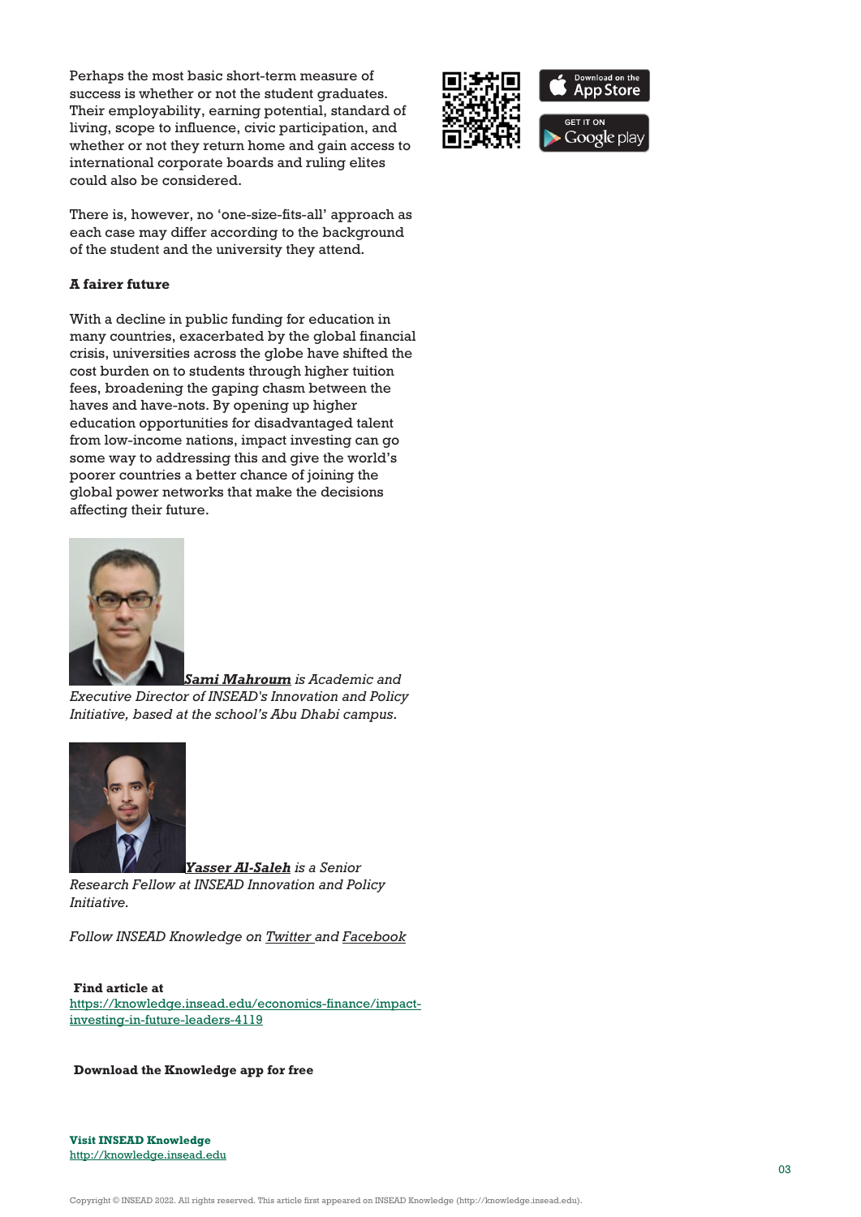Perhaps the most basic short-term measure of success is whether or not the student graduates. Their employability, earning potential, standard of living, scope to influence, civic participation, and whether or not they return home and gain access to international corporate boards and ruling elites could also be considered.

There is, however, no 'one-size-fits-all' approach as each case may differ according to the background of the student and the university they attend.

**A fairer future**

With a decline in public funding for education in many countries, exacerbated by the global financial crisis, universities across the globe have shifted the cost burden on to students through higher tuition fees, broadening the gaping chasm between the haves and have-nots. By opening up higher education opportunities for disadvantaged talent from low-income nations, impact investing can go some way to addressing this and give the world's poorer countries a better chance of joining the global power networks that make the decisions affecting their future.

***Sami Mahroum*** *is Academic and Executive Director of INSEAD's Innovation and Policy Initiative, based at the school's Abu Dhabi campus.*

***Yasser Al-Saleh*** *is a Senior Research Fellow at INSEAD Innovation and Policy Initiative.*

*Follow INSEAD Knowledge on Twitter and Facebook*

**Find article at**
https://knowledge.insead.edu/economics-finance/impact-investing-in-future-leaders-4119

**Download the Knowledge app for free**

**Visit INSEAD Knowledge**
http://knowledge.insead.edu

Copyright © INSEAD 2022. All rights reserved. This article first appeared on INSEAD Knowledge (http://knowledge.insead.edu).